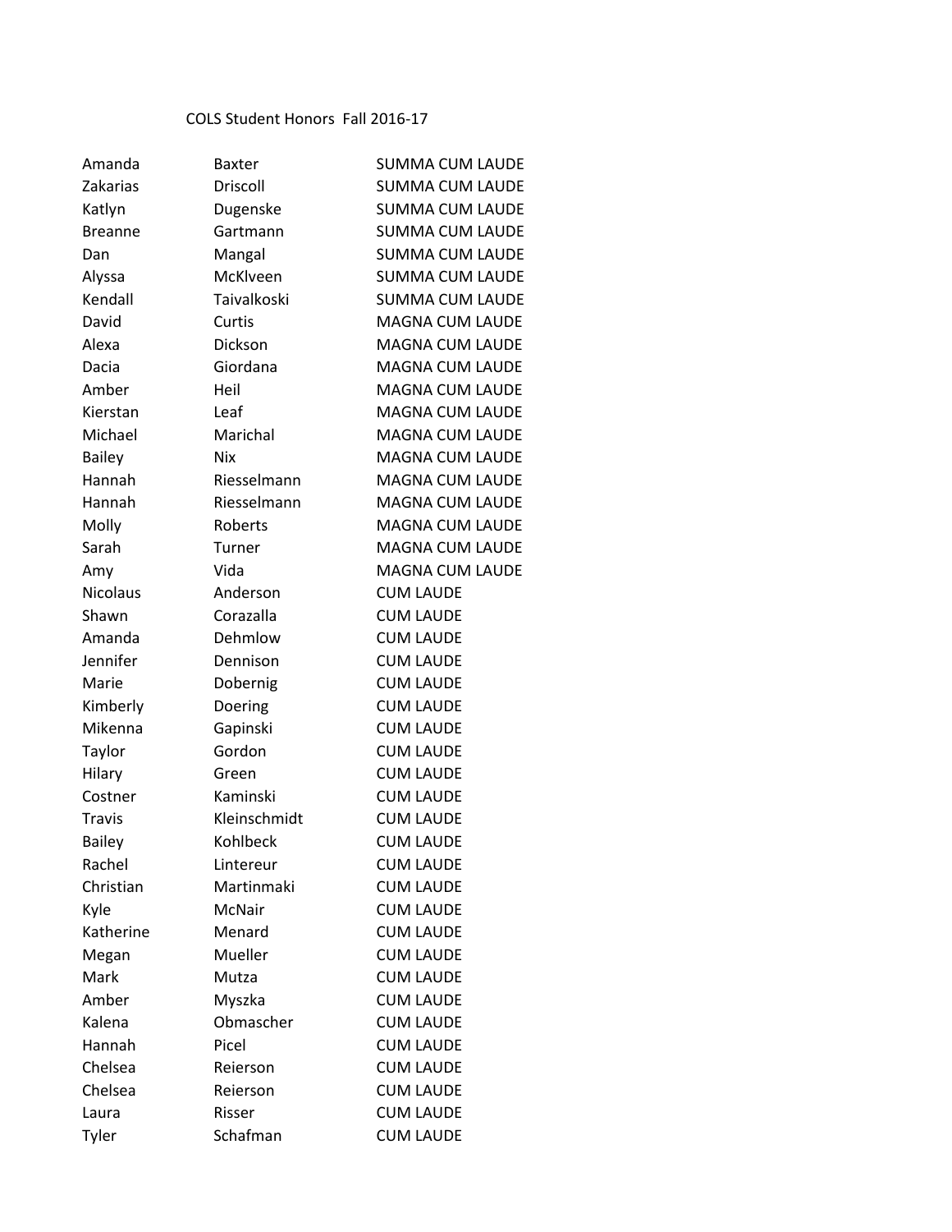COLS Student Honors Fall 2016-17

| | | |
|---|---|---|
| Amanda | Baxter | SUMMA CUM LAUDE |
| Zakarias | Driscoll | SUMMA CUM LAUDE |
| Katlyn | Dugenske | SUMMA CUM LAUDE |
| Breanne | Gartmann | SUMMA CUM LAUDE |
| Dan | Mangal | SUMMA CUM LAUDE |
| Alyssa | McKlveen | SUMMA CUM LAUDE |
| Kendall | Taivalkoski | SUMMA CUM LAUDE |
| David | Curtis | MAGNA CUM LAUDE |
| Alexa | Dickson | MAGNA CUM LAUDE |
| Dacia | Giordana | MAGNA CUM LAUDE |
| Amber | Heil | MAGNA CUM LAUDE |
| Kierstan | Leaf | MAGNA CUM LAUDE |
| Michael | Marichal | MAGNA CUM LAUDE |
| Bailey | Nix | MAGNA CUM LAUDE |
| Hannah | Riesselmann | MAGNA CUM LAUDE |
| Hannah | Riesselmann | MAGNA CUM LAUDE |
| Molly | Roberts | MAGNA CUM LAUDE |
| Sarah | Turner | MAGNA CUM LAUDE |
| Amy | Vida | MAGNA CUM LAUDE |
| Nicolaus | Anderson | CUM LAUDE |
| Shawn | Corazalla | CUM LAUDE |
| Amanda | Dehmlow | CUM LAUDE |
| Jennifer | Dennison | CUM LAUDE |
| Marie | Dobernig | CUM LAUDE |
| Kimberly | Doering | CUM LAUDE |
| Mikenna | Gapinski | CUM LAUDE |
| Taylor | Gordon | CUM LAUDE |
| Hilary | Green | CUM LAUDE |
| Costner | Kaminski | CUM LAUDE |
| Travis | Kleinschmidt | CUM LAUDE |
| Bailey | Kohlbeck | CUM LAUDE |
| Rachel | Lintereur | CUM LAUDE |
| Christian | Martinmaki | CUM LAUDE |
| Kyle | McNair | CUM LAUDE |
| Katherine | Menard | CUM LAUDE |
| Megan | Mueller | CUM LAUDE |
| Mark | Mutza | CUM LAUDE |
| Amber | Myszka | CUM LAUDE |
| Kalena | Obmascher | CUM LAUDE |
| Hannah | Picel | CUM LAUDE |
| Chelsea | Reierson | CUM LAUDE |
| Chelsea | Reierson | CUM LAUDE |
| Laura | Risser | CUM LAUDE |
| Tyler | Schafman | CUM LAUDE |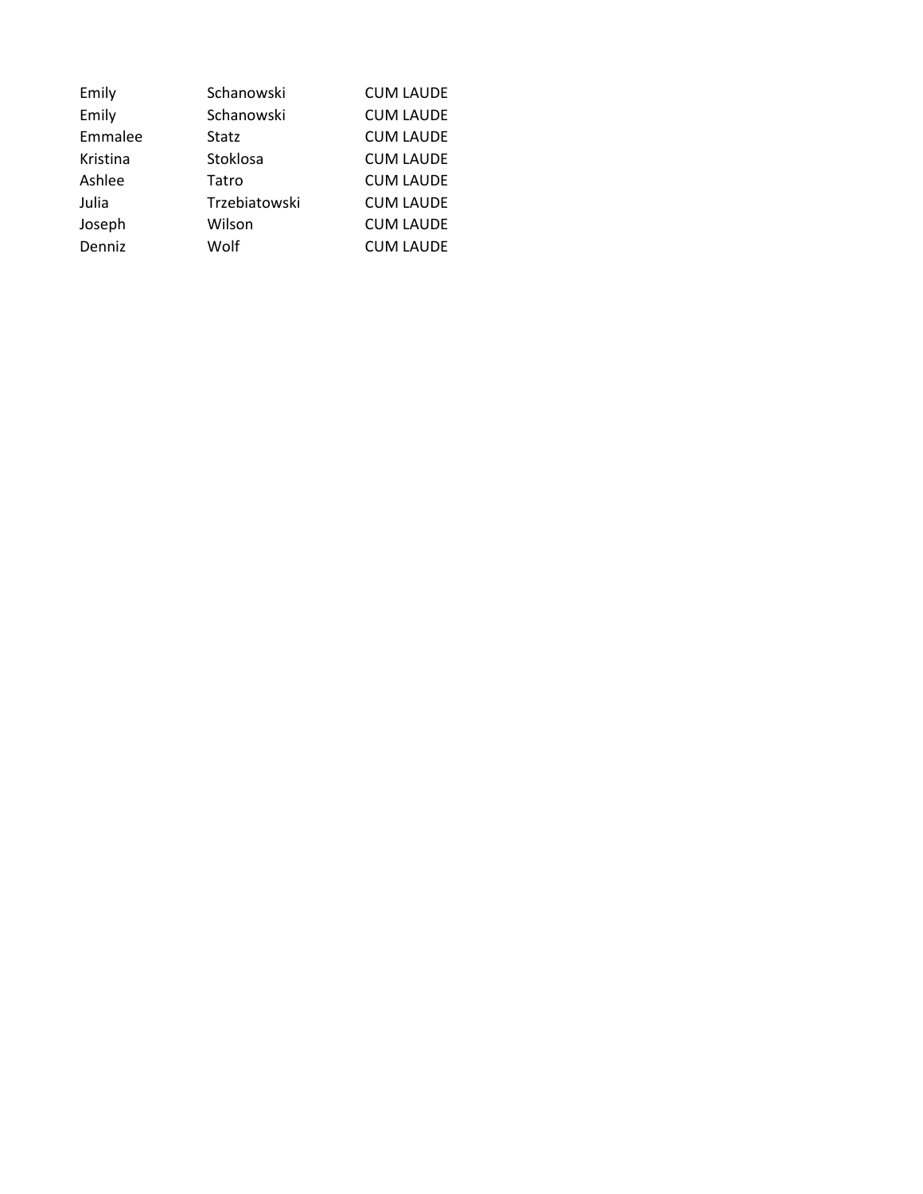| | | |
|---|---|---|
| Emily | Schanowski | CUM LAUDE |
| Emily | Schanowski | CUM LAUDE |
| Emmalee | Statz | CUM LAUDE |
| Kristina | Stoklosa | CUM LAUDE |
| Ashlee | Tatro | CUM LAUDE |
| Julia | Trzebiatowski | CUM LAUDE |
| Joseph | Wilson | CUM LAUDE |
| Denniz | Wolf | CUM LAUDE |